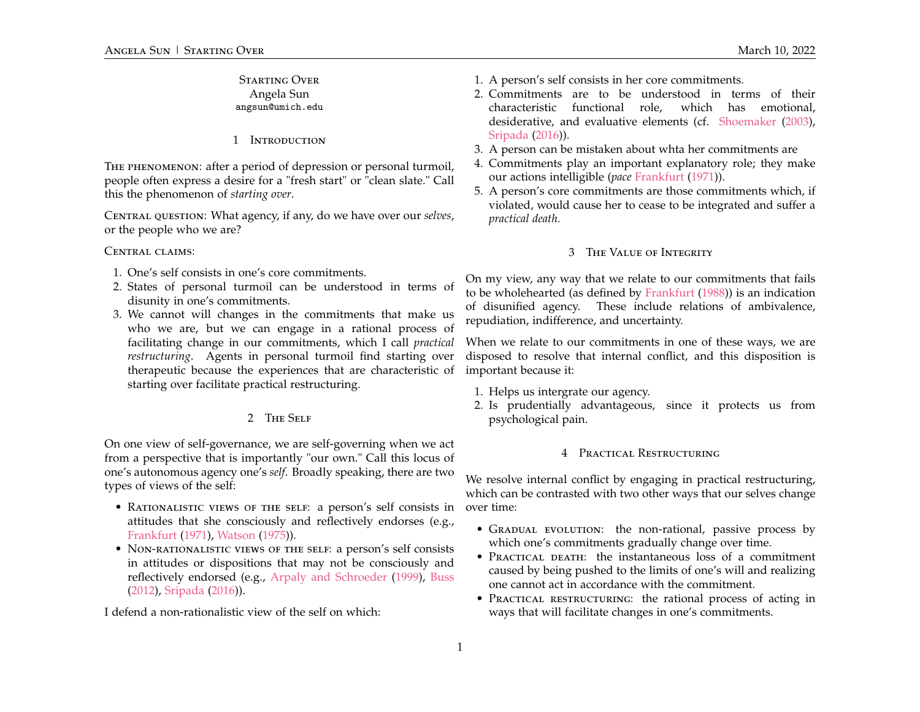# Starting Over

Angela Sun

angsun@umich.edu

## 1 Introduction

The phenomenon: after a period of depression or personal turmoil, people often express a desire for a "fresh start" or "clean slate." Call this the phenomenon of *starting over*.

Central question: What agency, if any, do we have over our *selves*, or the people who we are?

Central claims:

1. One's self consists in one's core commitments.
2. States of personal turmoil can be understood in terms of disunity in one's commitments.
3. We cannot will changes in the commitments that make us who we are, but we can engage in a rational process of facilitating change in our commitments, which I call *practical restructuring*. Agents in personal turmoil find starting over therapeutic because the experiences that are characteristic of starting over facilitate practical restructuring.

## 2 The Self

On one view of self-governance, we are self-governing when we act from a perspective that is importantly "our own." Call this locus of one's autonomous agency one's *self*. Broadly speaking, there are two types of views of the self:

- Rationalistic views of the self: a person's self consists in attitudes that she consciously and reflectively endorses (e.g., Frankfurt (1971), Watson (1975)).
- Non-rationalistic views of the self: a person's self consists in attitudes or dispositions that may not be consciously and reflectively endorsed (e.g., Arpaly and Schroeder (1999), Buss (2012), Sripada (2016)).

I defend a non-rationalistic view of the self on which:

1. A person's self consists in her core commitments.
2. Commitments are to be understood in terms of their characteristic functional role, which has emotional, desiderative, and evaluative elements (cf. Shoemaker (2003), Sripada (2016)).
3. A person can be mistaken about whta her commitments are
4. Commitments play an important explanatory role; they make our actions intelligible (*pace* Frankfurt (1971)).
5. A person's core commitments are those commitments which, if violated, would cause her to cease to be integrated and suffer a *practical death*.

## 3 The Value of Integrity

On my view, any way that we relate to our commitments that fails to be wholehearted (as defined by Frankfurt (1988)) is an indication of disunified agency. These include relations of ambivalence, repudiation, indifference, and uncertainty.

When we relate to our commitments in one of these ways, we are disposed to resolve that internal conflict, and this disposition is important because it:

1. Helps us intergrate our agency.
2. Is prudentially advantageous, since it protects us from psychological pain.

## 4 Practical Restructuring

We resolve internal conflict by engaging in practical restructuring, which can be contrasted with two other ways that our selves change over time:

- Gradual evolution: the non-rational, passive process by which one's commitments gradually change over time.
- Practical death: the instantaneous loss of a commitment caused by being pushed to the limits of one's will and realizing one cannot act in accordance with the commitment.
- Practical restructuring: the rational process of acting in ways that will facilitate changes in one's commitments.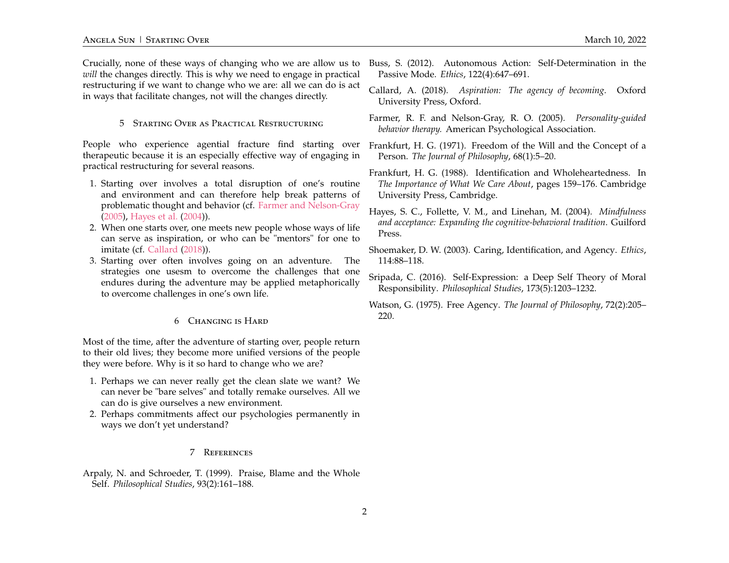Crucially, none of these ways of changing who we are allow us to *will* the changes directly. This is why we need to engage in practical restructuring if we want to change who we are: all we can do is act in ways that facilitate changes, not will the changes directly.

## 5 Starting Over as Practical Restructuring

People who experience agential fracture find starting over therapeutic because it is an especially effective way of engaging in practical restructuring for several reasons.

1. Starting over involves a total disruption of one's routine and environment and can therefore help break patterns of problematic thought and behavior (cf. Farmer and Nelson-Gray (2005), Hayes et al. (2004)).
2. When one starts over, one meets new people whose ways of life can serve as inspiration, or who can be "mentors" for one to imitate (cf. Callard (2018)).
3. Starting over often involves going on an adventure. The strategies one usesm to overcome the challenges that one endures during the adventure may be applied metaphorically to overcome challenges in one's own life.

## 6 Changing is Hard

Most of the time, after the adventure of starting over, people return to their old lives; they become more unified versions of the people they were before. Why is it so hard to change who we are?

1. Perhaps we can never really get the clean slate we want? We can never be "bare selves" and totally remake ourselves. All we can do is give ourselves a new environment.
2. Perhaps commitments affect our psychologies permanently in ways we don't yet understand?

## 7 References

Arpaly, N. and Schroeder, T. (1999). Praise, Blame and the Whole Self. *Philosophical Studies*, 93(2):161–188.

Buss, S. (2012). Autonomous Action: Self-Determination in the Passive Mode. *Ethics*, 122(4):647–691.

Callard, A. (2018). *Aspiration: The agency of becoming*. Oxford University Press, Oxford.

Farmer, R. F. and Nelson-Gray, R. O. (2005). *Personality-guided behavior therapy.* American Psychological Association.

Frankfurt, H. G. (1971). Freedom of the Will and the Concept of a Person. *The Journal of Philosophy*, 68(1):5–20.

Frankfurt, H. G. (1988). Identification and Wholeheartedness. In *The Importance of What We Care About*, pages 159–176. Cambridge University Press, Cambridge.

Hayes, S. C., Follette, V. M., and Linehan, M. (2004). *Mindfulness and acceptance: Expanding the cognitive-behavioral tradition*. Guilford Press.

Shoemaker, D. W. (2003). Caring, Identification, and Agency. *Ethics*, 114:88–118.

Sripada, C. (2016). Self-Expression: a Deep Self Theory of Moral Responsibility. *Philosophical Studies*, 173(5):1203–1232.

Watson, G. (1975). Free Agency. *The Journal of Philosophy*, 72(2):205–220.